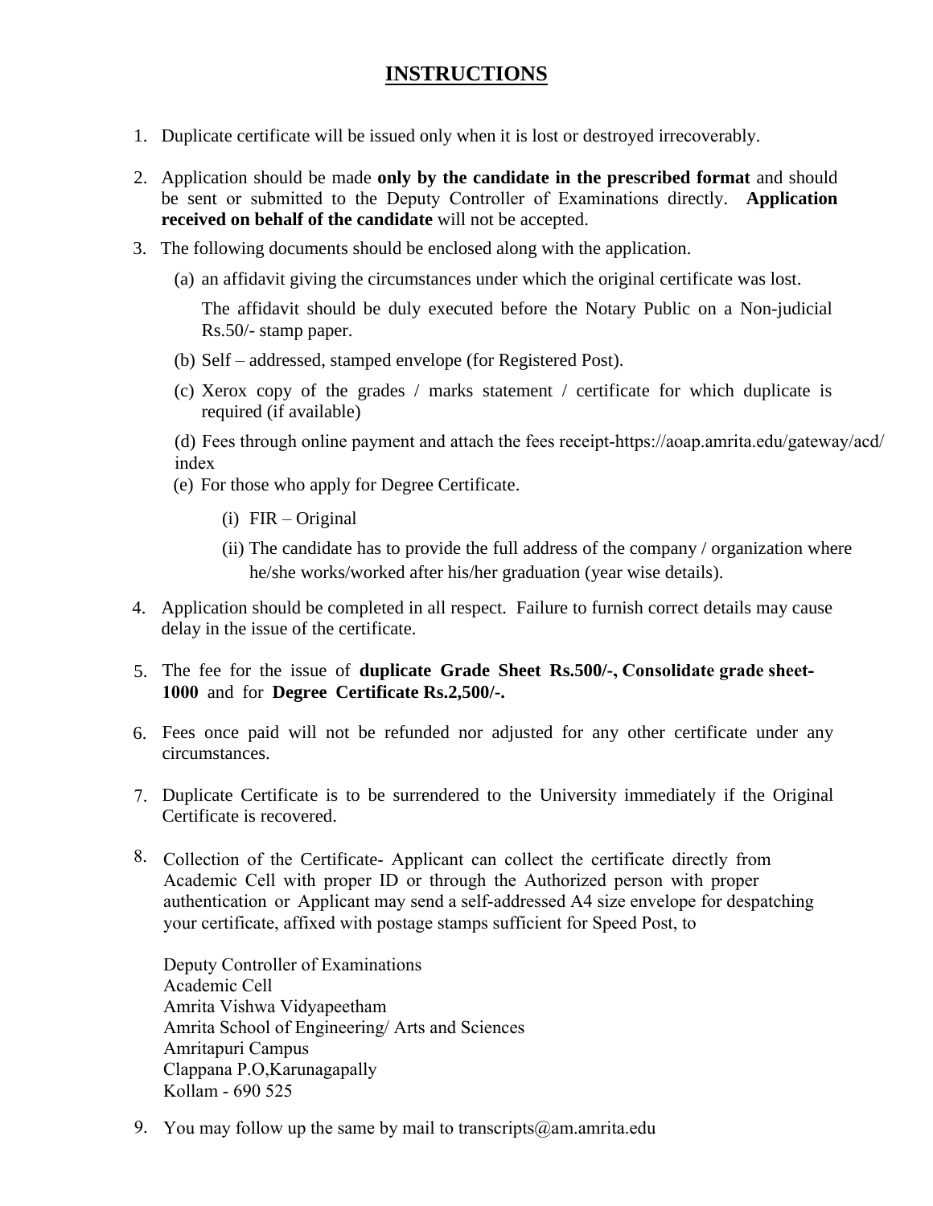# INSTRUCTIONS

1. Duplicate certificate will be issued only when it is lost or destroyed irrecoverably.
2. Application should be made **only by the candidate in the prescribed format** and should be sent or submitted to the Deputy Controller of Examinations directly. **Application received on behalf of the candidate** will not be accepted.
3. The following documents should be enclosed along with the application.
   (a) an affidavit giving the circumstances under which the original certificate was lost.

   The affidavit should be duly executed before the Notary Public on a Non-judicial Rs.50/- stamp paper.

   (b) Self – addressed, stamped envelope (for Registered Post).

   (c) Xerox copy of the grades / marks statement / certificate for which duplicate is required (if available)

   (d) Fees through online payment and attach the fees receipt-https://aoap.amrita.edu/gateway/acd/index

   (e) For those who apply for Degree Certificate.

   (i) FIR – Original

   (ii) The candidate has to provide the full address of the company / organization where he/she works/worked after his/her graduation (year wise details).
4. Application should be completed in all respect. Failure to furnish correct details may cause delay in the issue of the certificate.
5. The fee for the issue of **duplicate Grade Sheet Rs.500/-, Consolidate grade sheet-1000** and for **Degree Certificate Rs.2,500/-.**
6. Fees once paid will not be refunded nor adjusted for any other certificate under any circumstances.
7. Duplicate Certificate is to be surrendered to the University immediately if the Original Certificate is recovered.
8. Collection of the Certificate- Applicant can collect the certificate directly from Academic Cell with proper ID or through the Authorized person with proper authentication or Applicant may send a self-addressed A4 size envelope for despatching your certificate, affixed with postage stamps sufficient for Speed Post, to

   Deputy Controller of Examinations
   Academic Cell
   Amrita Vishwa Vidyapeetham
   Amrita School of Engineering/ Arts and Sciences
   Amritapuri Campus
   Clappana P.O,Karunagapally
   Kollam - 690 525
9. You may follow up the same by mail to transcripts@am.amrita.edu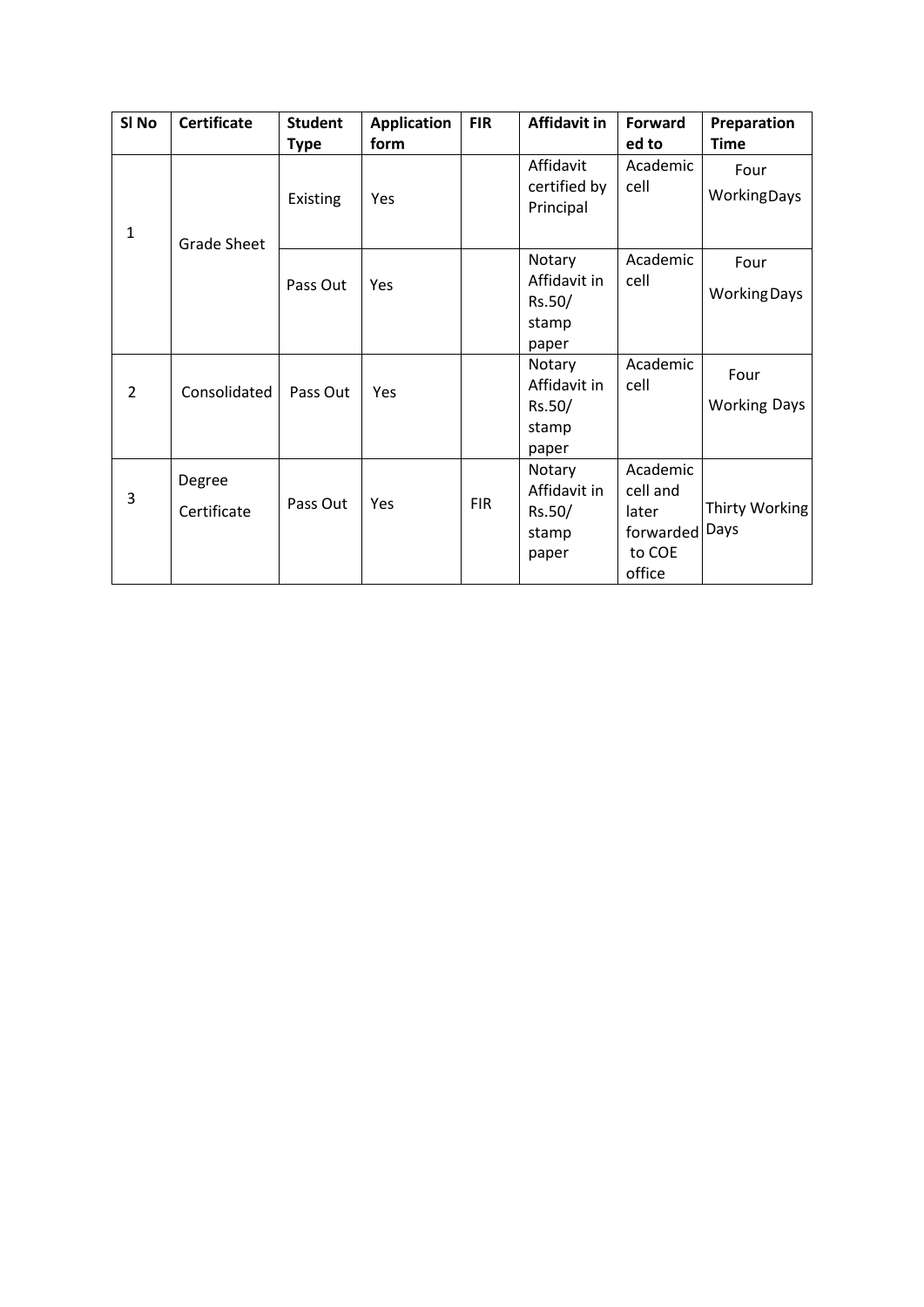| Sl No | Certificate | Student Type | Application form | FIR | Affidavit in | Forwarded to | Preparation Time |
|---|---|---|---|---|---|---|---|
| 1 | Grade Sheet | Existing | Yes | | Affidavit certified by Principal | Academic cell | Four WorkingDays |
| | | Pass Out | Yes | | Notary Affidavit in Rs.50/ stamp paper | Academic cell | Four Working Days |
| 2 | Consolidated | Pass Out | Yes | | Notary Affidavit in Rs.50/ stamp paper | Academic cell | Four Working Days |
| 3 | Degree Certificate | Pass Out | Yes | FIR | Notary Affidavit in Rs.50/ stamp paper | Academic cell and later forwarded to COE office | Thirty Working Days |